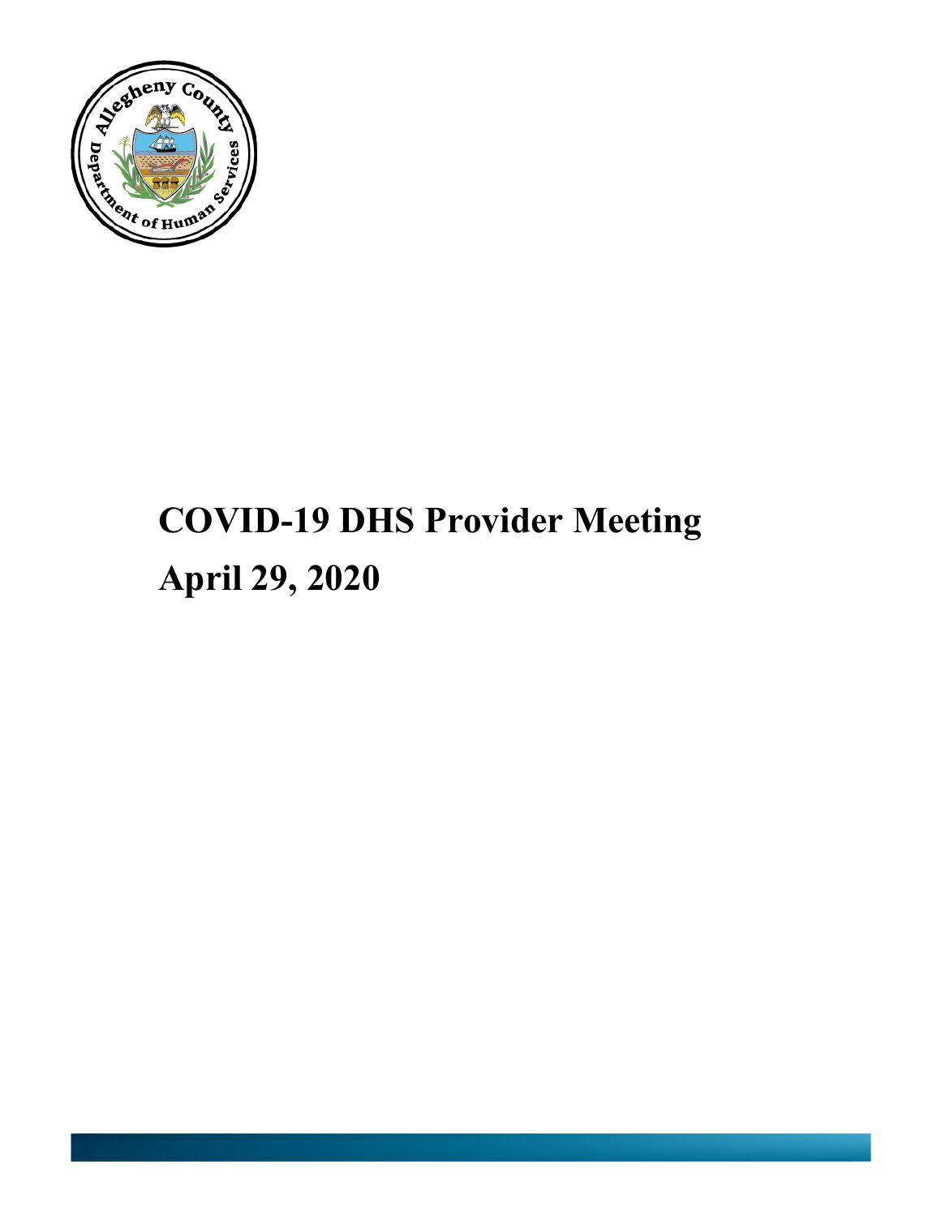# COVID-19 DHS Provider Meeting

# April 29, 2020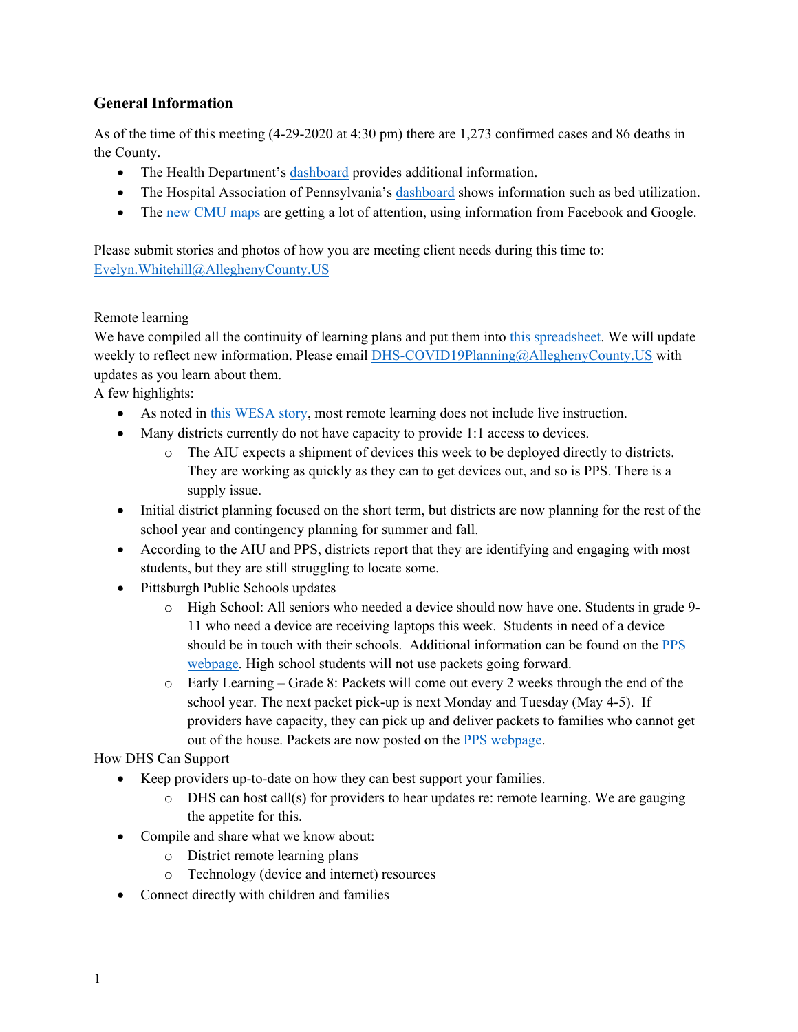## General Information

As of the time of this meeting (4-29-2020 at 4:30 pm) there are 1,273 confirmed cases and 86 deaths in the County.

- The Health Department's dashboard provides additional information.
- The Hospital Association of Pennsylvania's dashboard shows information such as bed utilization.
- The new CMU maps are getting a lot of attention, using information from Facebook and Google.

Please submit stories and photos of how you are meeting client needs during this time to: Evelyn.Whitehill@AlleghenyCounty.US

Remote learning

We have compiled all the continuity of learning plans and put them into this spreadsheet. We will update weekly to reflect new information. Please email DHS-COVID19Planning@AlleghenyCounty.US with updates as you learn about them.

A few highlights:

- As noted in this WESA story, most remote learning does not include live instruction.
- Many districts currently do not have capacity to provide 1:1 access to devices.
  - The AIU expects a shipment of devices this week to be deployed directly to districts. They are working as quickly as they can to get devices out, and so is PPS. There is a supply issue.
- Initial district planning focused on the short term, but districts are now planning for the rest of the school year and contingency planning for summer and fall.
- According to the AIU and PPS, districts report that they are identifying and engaging with most students, but they are still struggling to locate some.
- Pittsburgh Public Schools updates
  - High School: All seniors who needed a device should now have one. Students in grade 9-11 who need a device are receiving laptops this week. Students in need of a device should be in touch with their schools. Additional information can be found on the PPS webpage. High school students will not use packets going forward.
  - Early Learning – Grade 8: Packets will come out every 2 weeks through the end of the school year. The next packet pick-up is next Monday and Tuesday (May 4-5). If providers have capacity, they can pick up and deliver packets to families who cannot get out of the house. Packets are now posted on the PPS webpage.

How DHS Can Support

- Keep providers up-to-date on how they can best support your families.
  - DHS can host call(s) for providers to hear updates re: remote learning. We are gauging the appetite for this.
- Compile and share what we know about:
  - District remote learning plans
  - Technology (device and internet) resources
- Connect directly with children and families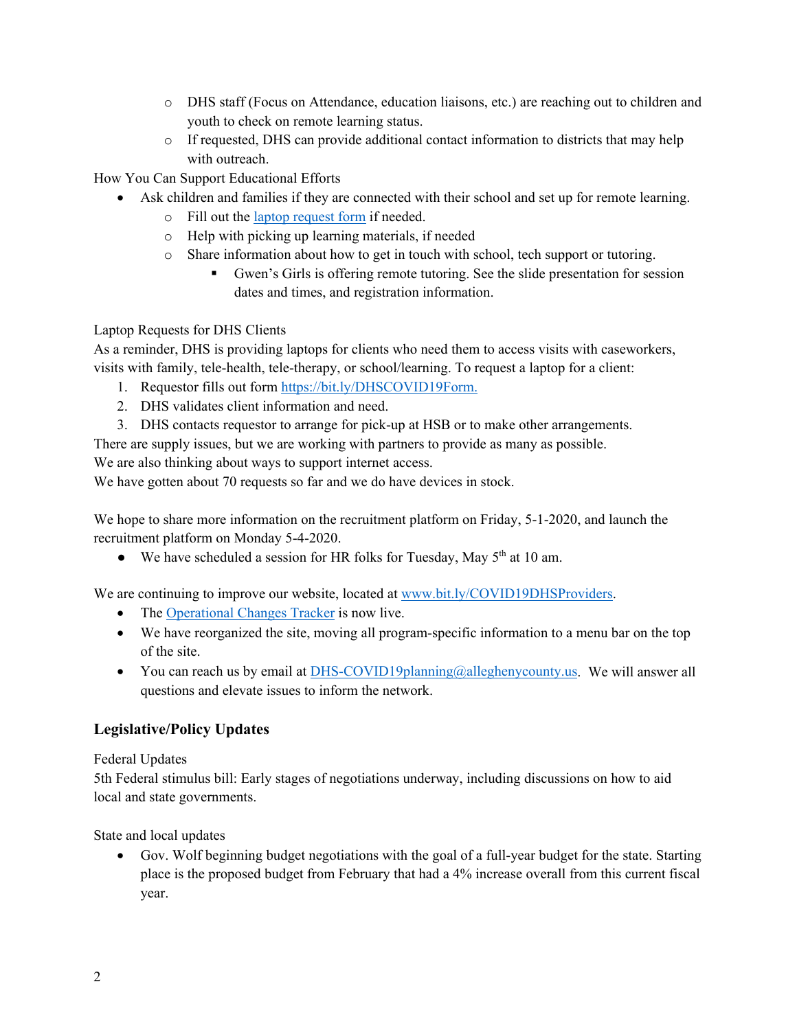- DHS staff (Focus on Attendance, education liaisons, etc.) are reaching out to children and youth to check on remote learning status.
    - If requested, DHS can provide additional contact information to districts that may help with outreach.

How You Can Support Educational Efforts

- Ask children and families if they are connected with their school and set up for remote learning.
    - Fill out the [laptop request form](https://bit.ly/DHSCOVID19Form) if needed.
    - Help with picking up learning materials, if needed
    - Share information about how to get in touch with school, tech support or tutoring.
        - Gwen's Girls is offering remote tutoring. See the slide presentation for session dates and times, and registration information.

Laptop Requests for DHS Clients

As a reminder, DHS is providing laptops for clients who need them to access visits with caseworkers, visits with family, tele-health, tele-therapy, or school/learning. To request a laptop for a client:

1. Requestor fills out form https://bit.ly/DHSCOVID19Form.
2. DHS validates client information and need.
3. DHS contacts requestor to arrange for pick-up at HSB or to make other arrangements.

There are supply issues, but we are working with partners to provide as many as possible.
We are also thinking about ways to support internet access.
We have gotten about 70 requests so far and we do have devices in stock.

We hope to share more information on the recruitment platform on Friday, 5-1-2020, and launch the recruitment platform on Monday 5-4-2020.

- We have scheduled a session for HR folks for Tuesday, May 5th at 10 am.

We are continuing to improve our website, located at www.bit.ly/COVID19DHSProviders.

- The Operational Changes Tracker is now live.
- We have reorganized the site, moving all program-specific information to a menu bar on the top of the site.
- You can reach us by email at DHS-COVID19planning@alleghenycounty.us. We will answer all questions and elevate issues to inform the network.

### Legislative/Policy Updates

Federal Updates

5th Federal stimulus bill: Early stages of negotiations underway, including discussions on how to aid local and state governments.

State and local updates

- Gov. Wolf beginning budget negotiations with the goal of a full-year budget for the state. Starting place is the proposed budget from February that had a 4% increase overall from this current fiscal year.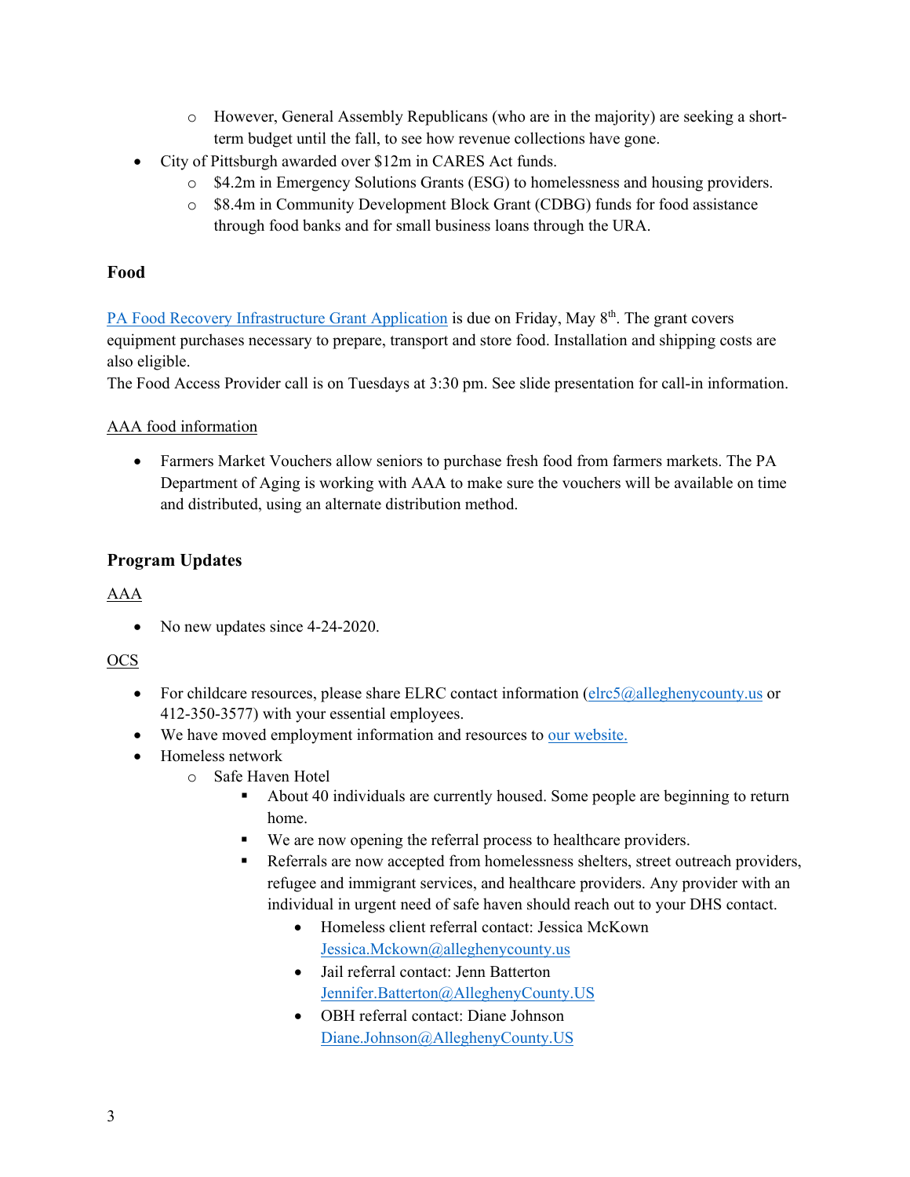- However, General Assembly Republicans (who are in the majority) are seeking a short-term budget until the fall, to see how revenue collections have gone.
- City of Pittsburgh awarded over $12m in CARES Act funds.
    - $4.2m in Emergency Solutions Grants (ESG) to homelessness and housing providers.
    - $8.4m in Community Development Block Grant (CDBG) funds for food assistance through food banks and for small business loans through the URA.

**Food**

PA Food Recovery Infrastructure Grant Application is due on Friday, May 8th. The grant covers equipment purchases necessary to prepare, transport and store food. Installation and shipping costs are also eligible.
The Food Access Provider call is on Tuesdays at 3:30 pm. See slide presentation for call-in information.

AAA food information

- Farmers Market Vouchers allow seniors to purchase fresh food from farmers markets. The PA Department of Aging is working with AAA to make sure the vouchers will be available on time and distributed, using an alternate distribution method.

**Program Updates**

AAA

- No new updates since 4-24-2020.

OCS

- For childcare resources, please share ELRC contact information (elrc5@alleghenycounty.us or 412-350-3577) with your essential employees.
- We have moved employment information and resources to our website.
- Homeless network
    - Safe Haven Hotel
        - About 40 individuals are currently housed. Some people are beginning to return home.
        - We are now opening the referral process to healthcare providers.
        - Referrals are now accepted from homelessness shelters, street outreach providers, refugee and immigrant services, and healthcare providers. Any provider with an individual in urgent need of safe haven should reach out to your DHS contact.
            - Homeless client referral contact: Jessica McKown Jessica.Mckown@alleghenycounty.us
            - Jail referral contact: Jenn Batterton Jennifer.Batterton@AlleghenyCounty.US
            - OBH referral contact: Diane Johnson Diane.Johnson@AlleghenyCounty.US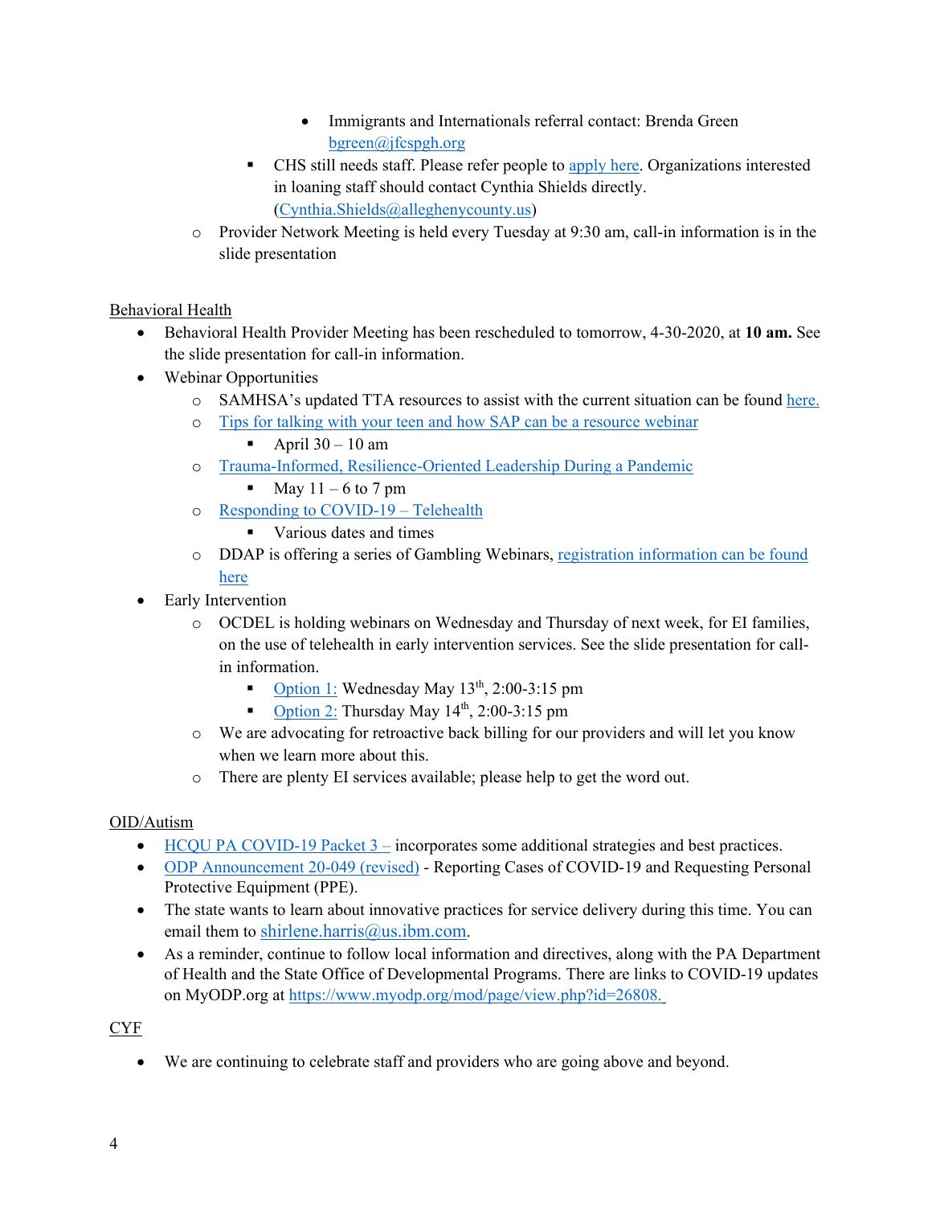- Immigrants and Internationals referral contact: Brenda Green bgreen@jfcspgh.org
    - CHS still needs staff. Please refer people to apply here. Organizations interested in loaning staff should contact Cynthia Shields directly. (Cynthia.Shields@alleghenycounty.us)
  - Provider Network Meeting is held every Tuesday at 9:30 am, call-in information is in the slide presentation

Behavioral Health

- Behavioral Health Provider Meeting has been rescheduled to tomorrow, 4-30-2020, at **10 am.** See the slide presentation for call-in information.
- Webinar Opportunities
  - SAMHSA's updated TTA resources to assist with the current situation can be found here.
  - Tips for talking with your teen and how SAP can be a resource webinar
    - April 30 – 10 am
  - Trauma-Informed, Resilience-Oriented Leadership During a Pandemic
    - May 11 – 6 to 7 pm
  - Responding to COVID-19 – Telehealth
    - Various dates and times
  - DDAP is offering a series of Gambling Webinars, registration information can be found here
- Early Intervention
  - OCDEL is holding webinars on Wednesday and Thursday of next week, for EI families, on the use of telehealth in early intervention services. See the slide presentation for call-in information.
    - Option 1: Wednesday May 13th, 2:00-3:15 pm
    - Option 2: Thursday May 14th, 2:00-3:15 pm
  - We are advocating for retroactive back billing for our providers and will let you know when we learn more about this.
  - There are plenty EI services available; please help to get the word out.

OID/Autism

- HCQU PA COVID-19 Packet 3 – incorporates some additional strategies and best practices.
- ODP Announcement 20-049 (revised) - Reporting Cases of COVID-19 and Requesting Personal Protective Equipment (PPE).
- The state wants to learn about innovative practices for service delivery during this time. You can email them to shirlene.harris@us.ibm.com.
- As a reminder, continue to follow local information and directives, along with the PA Department of Health and the State Office of Developmental Programs. There are links to COVID-19 updates on MyODP.org at https://www.myodp.org/mod/page/view.php?id=26808.

CYF

- We are continuing to celebrate staff and providers who are going above and beyond.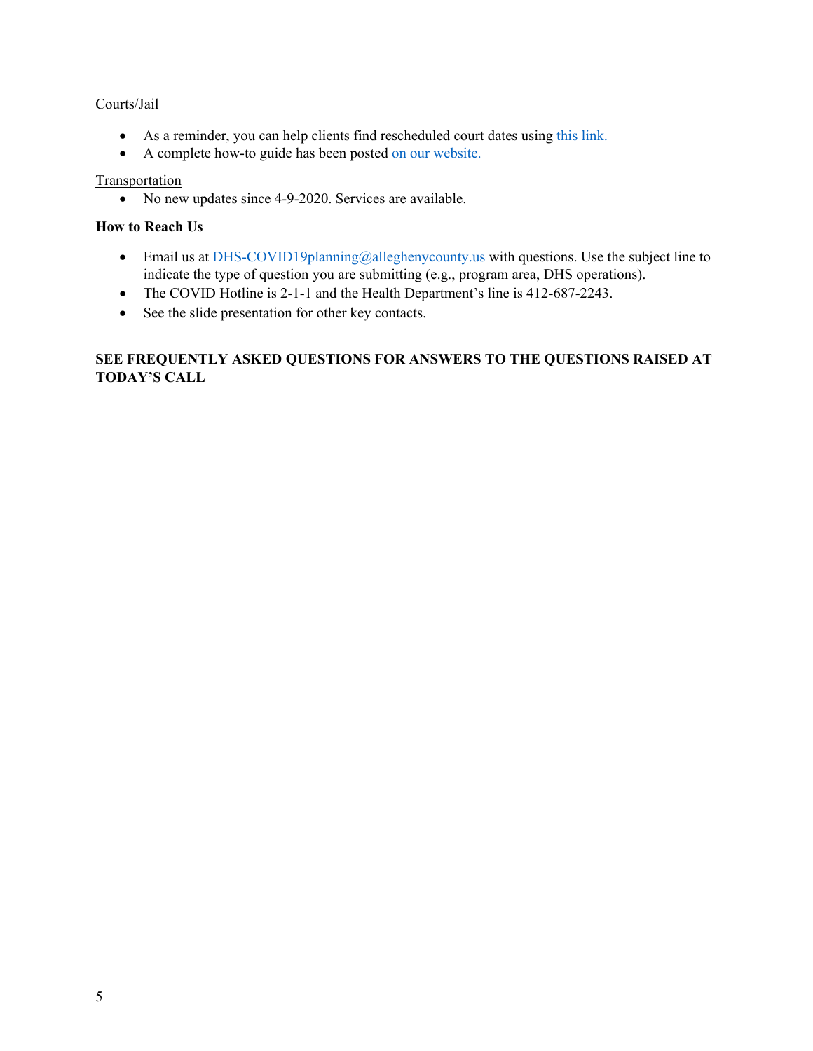Courts/Jail

- As a reminder, you can help clients find rescheduled court dates using this link.
- A complete how-to guide has been posted on our website.

Transportation

- No new updates since 4-9-2020. Services are available.

**How to Reach Us**

- Email us at DHS-COVID19planning@alleghenycounty.us with questions. Use the subject line to indicate the type of question you are submitting (e.g., program area, DHS operations).
- The COVID Hotline is 2-1-1 and the Health Department's line is 412-687-2243.
- See the slide presentation for other key contacts.

**SEE FREQUENTLY ASKED QUESTIONS FOR ANSWERS TO THE QUESTIONS RAISED AT TODAY'S CALL**